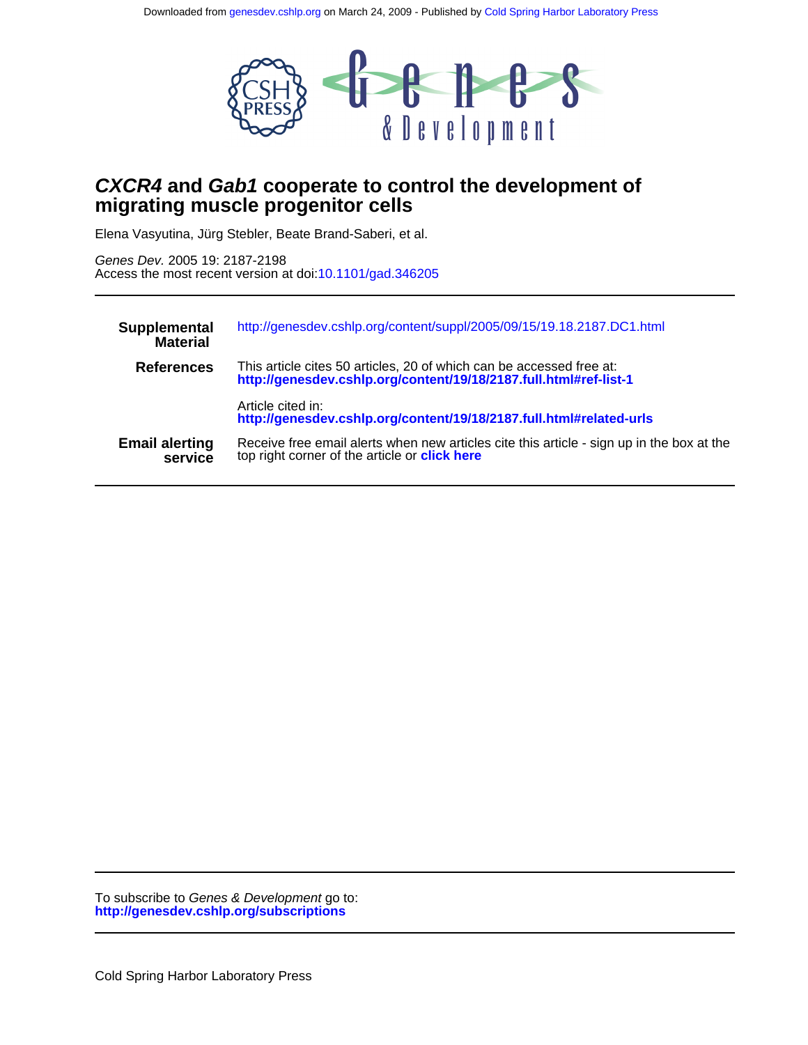Downloaded from genesdev.cshlp.org on March 24, 2009 - Published by Cold Spring Harbor Laboratory Press

# *CXCR4* and *Gab1* cooperate to control the development of migrating muscle progenitor cells

Elena Vasyutina, Jürg Stebler, Beate Brand-Saberi, et al.

*Genes Dev.* 2005 19: 2187-2198
Access the most recent version at doi:10.1101/gad.346205

| | |
|---|---|
| **Supplemental Material** | http://genesdev.cshlp.org/content/suppl/2005/09/15/19.18.2187.DC1.html |
| **References** | This article cites 50 articles, 20 of which can be accessed free at: **http://genesdev.cshlp.org/content/19/18/2187.full.html#ref-list-1** |
| | Article cited in: **http://genesdev.cshlp.org/content/19/18/2187.full.html#related-urls** |
| **Email alerting service** | Receive free email alerts when new articles cite this article - sign up in the box at the top right corner of the article or **click here** |

To subscribe to *Genes & Development* go to:
**http://genesdev.cshlp.org/subscriptions**

Cold Spring Harbor Laboratory Press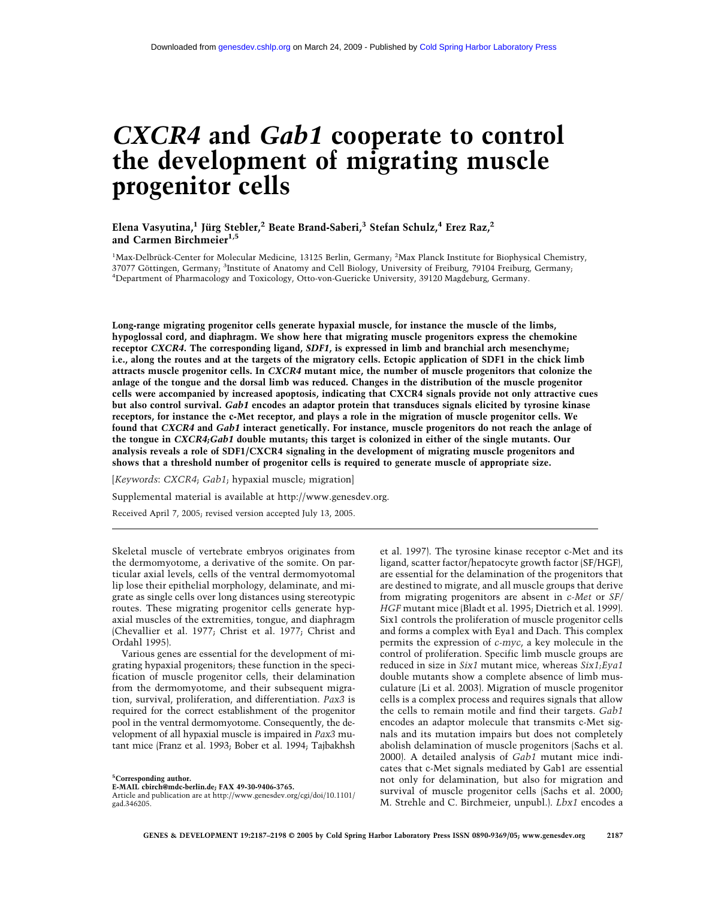# *CXCR4* and *Gab1* cooperate to control the development of migrating muscle progenitor cells

**Elena Vasyutina,[1] Jürg Stebler,[2] Beate Brand-Saberi,[3] Stefan Schulz,[4] Erez Raz,[2] and Carmen Birchmeier[1,5]**

[1]Max-Delbrück-Center for Molecular Medicine, 13125 Berlin, Germany; [2]Max Planck Institute for Biophysical Chemistry, 37077 Göttingen, Germany; [3]Institute of Anatomy and Cell Biology, University of Freiburg, 79104 Freiburg, Germany; [4]Department of Pharmacology and Toxicology, Otto-von-Guericke University, 39120 Magdeburg, Germany.

**Long-range migrating progenitor cells generate hypaxial muscle, for instance the muscle of the limbs, hypoglossal cord, and diaphragm. We show here that migrating muscle progenitors express the chemokine receptor *CXCR4*. The corresponding ligand, *SDF1*, is expressed in limb and branchial arch mesenchyme; i.e., along the routes and at the targets of the migratory cells. Ectopic application of SDF1 in the chick limb attracts muscle progenitor cells. In *CXCR4* mutant mice, the number of muscle progenitors that colonize the anlage of the tongue and the dorsal limb was reduced. Changes in the distribution of the muscle progenitor cells were accompanied by increased apoptosis, indicating that CXCR4 signals provide not only attractive cues but also control survival. *Gab1* encodes an adaptor protein that transduces signals elicited by tyrosine kinase receptors, for instance the c-Met receptor, and plays a role in the migration of muscle progenitor cells. We found that *CXCR4* and *Gab1* interact genetically. For instance, muscle progenitors do not reach the anlage of the tongue in *CXCR4;Gab1* double mutants; this target is colonized in either of the single mutants. Our analysis reveals a role of SDF1/CXCR4 signaling in the development of migrating muscle progenitors and shows that a threshold number of progenitor cells is required to generate muscle of appropriate size.**

[*Keywords*: *CXCR4*; *Gab1*; hypaxial muscle; migration]

Supplemental material is available at http://www.genesdev.org.

Received April 7, 2005; revised version accepted July 13, 2005.

Skeletal muscle of vertebrate embryos originates from the dermomyotome, a derivative of the somite. On particular axial levels, cells of the ventral dermomyotomal lip lose their epithelial morphology, delaminate, and migrate as single cells over long distances using stereotypic routes. These migrating progenitor cells generate hypaxial muscles of the extremities, tongue, and diaphragm (Chevallier et al. 1977; Christ et al. 1977; Christ and Ordahl 1995).

Various genes are essential for the development of migrating hypaxial progenitors; these function in the specification of muscle progenitor cells, their delamination from the dermomyotome, and their subsequent migration, survival, proliferation, and differentiation. *Pax3* is required for the correct establishment of the progenitor pool in the ventral dermomyotome. Consequently, the development of all hypaxial muscle is impaired in *Pax3* mutant mice (Franz et al. 1993; Bober et al. 1994; Tajbakhsh et al. 1997). The tyrosine kinase receptor c-Met and its ligand, scatter factor/hepatocyte growth factor (SF/HGF), are essential for the delamination of the progenitors that are destined to migrate, and all muscle groups that derive from migrating progenitors are absent in *c-Met* or *SF/HGF* mutant mice (Bladt et al. 1995; Dietrich et al. 1999). Six1 controls the proliferation of muscle progenitor cells and forms a complex with Eya1 and Dach. This complex permits the expression of *c-myc*, a key molecule in the control of proliferation. Specific limb muscle groups are reduced in size in *Six1* mutant mice, whereas *Six1;Eya1* double mutants show a complete absence of limb musculature (Li et al. 2003). Migration of muscle progenitor cells is a complex process and requires signals that allow the cells to remain motile and find their targets. *Gab1* encodes an adaptor molecule that transmits c-Met signals and its mutation impairs but does not completely abolish delamination of muscle progenitors (Sachs et al. 2000). A detailed analysis of *Gab1* mutant mice indicates that c-Met signals mediated by Gab1 are essential not only for delamination, but also for migration and survival of muscle progenitor cells (Sachs et al. 2000; M. Strehle and C. Birchmeier, unpubl.). *Lbx1* encodes a

[5]**Corresponding author.**
**E-MAIL cbirch@mdc-berlin.de; FAX 49-30-9406-3765.**
Article and publication are at http://www.genesdev.org/cgi/doi/10.1101/gad.346205.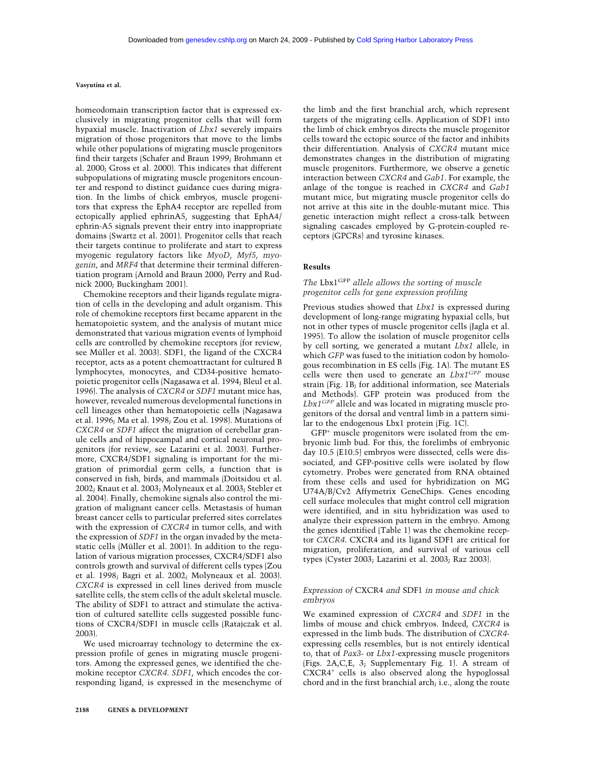homeodomain transcription factor that is expressed exclusively in migrating progenitor cells that will form hypaxial muscle. Inactivation of *Lbx1* severely impairs migration of those progenitors that move to the limbs while other populations of migrating muscle progenitors find their targets (Schafer and Braun 1999; Brohmann et al. 2000; Gross et al. 2000). This indicates that different subpopulations of migrating muscle progenitors encounter and respond to distinct guidance cues during migration. In the limbs of chick embryos, muscle progenitors that express the EphA4 receptor are repelled from ectopically applied ephrinA5, suggesting that EphA4/ephrin-A5 signals prevent their entry into inappropriate domains (Swartz et al. 2001). Progenitor cells that reach their targets continue to proliferate and start to express myogenic regulatory factors like *MyoD*, *Myf5*, *myogenin*, and *MRF4* that determine their terminal differentiation program (Arnold and Braun 2000; Perry and Rudnick 2000; Buckingham 2001).

Chemokine receptors and their ligands regulate migration of cells in the developing and adult organism. This role of chemokine receptors first became apparent in the hematopoietic system, and the analysis of mutant mice demonstrated that various migration events of lymphoid cells are controlled by chemokine receptors (for review, see Müller et al. 2003). SDF1, the ligand of the CXCR4 receptor, acts as a potent chemoattractant for cultured B lymphocytes, monocytes, and CD34-positive hematopoietic progenitor cells (Nagasawa et al. 1994; Bleul et al. 1996). The analysis of *CXCR4* or *SDF1* mutant mice has, however, revealed numerous developmental functions in cell lineages other than hematopoietic cells (Nagasawa et al. 1996; Ma et al. 1998; Zou et al. 1998). Mutations of *CXCR4* or *SDF1* affect the migration of cerebellar granule cells and of hippocampal and cortical neuronal progenitors (for review, see Lazarini et al. 2003). Furthermore, CXCR4/SDF1 signaling is important for the migration of primordial germ cells, a function that is conserved in fish, birds, and mammals (Doitsidou et al. 2002; Knaut et al. 2003; Molyneaux et al. 2003; Stebler et al. 2004). Finally, chemokine signals also control the migration of malignant cancer cells. Metastasis of human breast cancer cells to particular preferred sites correlates with the expression of *CXCR4* in tumor cells, and with the expression of *SDF1* in the organ invaded by the metastatic cells (Müller et al. 2001). In addition to the regulation of various migration processes, CXCR4/SDF1 also controls growth and survival of different cells types (Zou et al. 1998; Bagri et al. 2002; Molyneaux et al. 2003). *CXCR4* is expressed in cell lines derived from muscle satellite cells, the stem cells of the adult skeletal muscle. The ability of SDF1 to attract and stimulate the activation of cultured satellite cells suggested possible functions of CXCR4/SDF1 in muscle cells (Ratajczak et al. 2003).

We used microarray technology to determine the expression profile of genes in migrating muscle progenitors. Among the expressed genes, we identified the chemokine receptor *CXCR4*. *SDF1*, which encodes the corresponding ligand, is expressed in the mesenchyme of the limb and the first branchial arch, which represent targets of the migrating cells. Application of SDF1 into the limb of chick embryos directs the muscle progenitor cells toward the ectopic source of the factor and inhibits their differentiation. Analysis of *CXCR4* mutant mice demonstrates changes in the distribution of migrating muscle progenitors. Furthermore, we observe a genetic interaction between *CXCR4* and *Gab1*. For example, the anlage of the tongue is reached in *CXCR4* and *Gab1* mutant mice, but migrating muscle progenitor cells do not arrive at this site in the double-mutant mice. This genetic interaction might reflect a cross-talk between signaling cascades employed by G-protein-coupled receptors (GPCRs) and tyrosine kinases.

## Results

### *The* Lbx1$^{GFP}$ *allele allows the sorting of muscle progenitor cells for gene expression profiling*

Previous studies showed that *Lbx1* is expressed during development of long-range migrating hypaxial cells, but not in other types of muscle progenitor cells (Jagla et al. 1995). To allow the isolation of muscle progenitor cells by cell sorting, we generated a mutant *Lbx1* allele, in which *GFP* was fused to the initiation codon by homologous recombination in ES cells (Fig. 1A). The mutant ES cells were then used to generate an *Lbx1$^{GFP}$* mouse strain (Fig. 1B; for additional information, see Materials and Methods). GFP protein was produced from the *Lbx1$^{GFP}$* allele and was located in migrating muscle progenitors of the dorsal and ventral limb in a pattern similar to the endogenous Lbx1 protein (Fig. 1C).

GFP$^{+}$ muscle progenitors were isolated from the embryonic limb bud. For this, the forelimbs of embryonic day 10.5 (E10.5) embryos were dissected, cells were dissociated, and GFP-positive cells were isolated by flow cytometry. Probes were generated from RNA obtained from these cells and used for hybridization on MG U74A/B/Cv2 Affymetrix GeneChips. Genes encoding cell surface molecules that might control cell migration were identified, and in situ hybridization was used to analyze their expression pattern in the embryo. Among the genes identified (Table 1) was the chemokine receptor *CXCR4*. CXCR4 and its ligand SDF1 are critical for migration, proliferation, and survival of various cell types (Cyster 2003; Lazarini et al. 2003; Raz 2003).

### *Expression of* CXCR4 *and* SDF1 *in mouse and chick embryos*

We examined expression of *CXCR4* and *SDF1* in the limbs of mouse and chick embryos. Indeed, *CXCR4* is expressed in the limb buds. The distribution of *CXCR4*-expressing cells resembles, but is not entirely identical to, that of *Pax3*- or *Lbx1*-expressing muscle progenitors (Figs. 2A,C,E, 3; Supplementary Fig. 1). A stream of CXCR4$^{+}$ cells is also observed along the hypoglossal chord and in the first branchial arch; i.e., along the route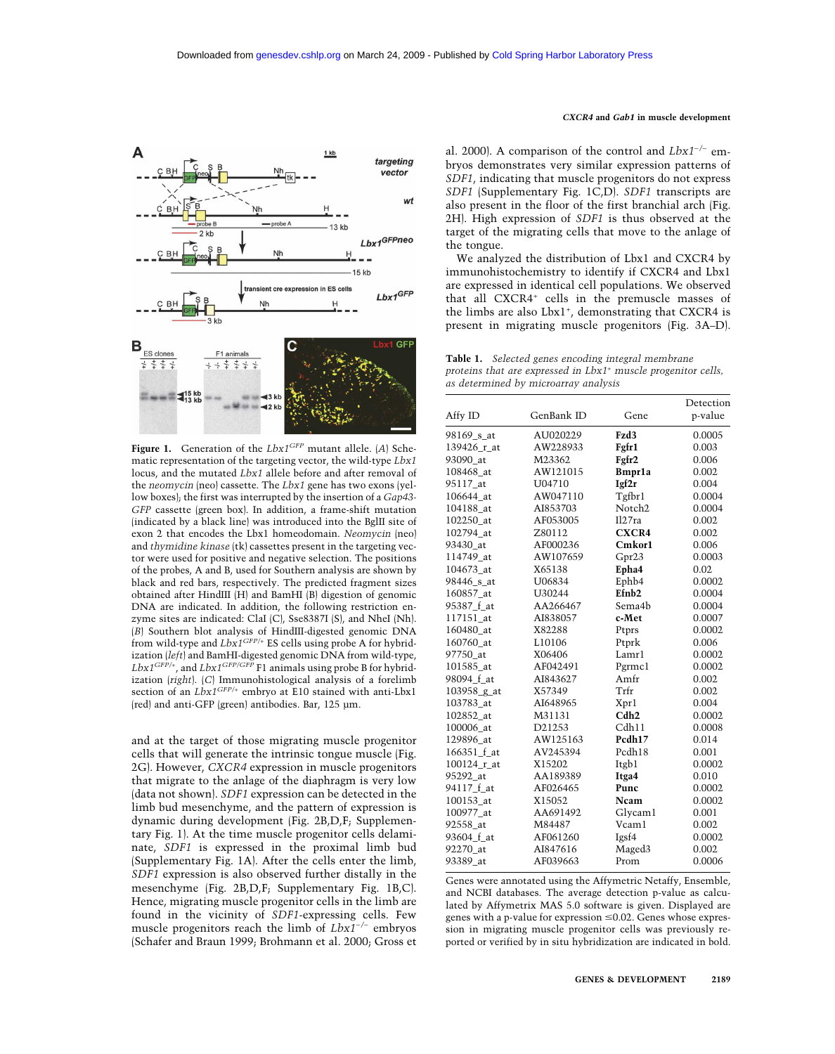Figure 1. Generation of the $Lbx1^{GFP}$ mutant allele. (A) Schematic representation of the targeting vector, the wild-type *Lbx1* locus, and the mutated *Lbx1* allele before and after removal of the *neomycin* (neo) cassette. The *Lbx1* gene has two exons (yellow boxes); the first was interrupted by the insertion of a *Gap43-GFP* cassette (green box). In addition, a frame-shift mutation (indicated by a black line) was introduced into the BglII site of exon 2 that encodes the Lbx1 homeodomain. *Neomycin* (neo) and *thymidine kinase* (tk) cassettes present in the targeting vector were used for positive and negative selection. The positions of the probes, A and B, used for Southern analysis are shown by black and red bars, respectively. The predicted fragment sizes obtained after HindIII (H) and BamHI (B) digestion of genomic DNA are indicated. In addition, the following restriction enzyme sites are indicated: ClaI (C), Sse8387I (S), and NheI (Nh). (B) Southern blot analysis of HindIII-digested genomic DNA from wild-type and $Lbx1^{GFP/+}$ ES cells using probe A for hybridization (*left*) and BamHI-digested genomic DNA from wild-type, $Lbx1^{GFP/+}$, and $Lbx1^{GFP/GFP}$ F1 animals using probe B for hybridization (*right*). (C) Immunohistological analysis of a forelimb section of an $Lbx1^{GFP/+}$ embryo at E10 stained with anti-Lbx1 (red) and anti-GFP (green) antibodies. Bar, 125 µm.

and at the target of those migrating muscle progenitor cells that will generate the intrinsic tongue muscle (Fig. 2G). However, *CXCR4* expression in muscle progenitors that migrate to the anlage of the diaphragm is very low (data not shown). *SDF1* expression can be detected in the limb bud mesenchyme, and the pattern of expression is dynamic during development (Fig. 2B,D,F; Supplementary Fig. 1). At the time muscle progenitor cells delaminate, *SDF1* is expressed in the proximal limb bud (Supplementary Fig. 1A). After the cells enter the limb, *SDF1* expression is also observed further distally in the mesenchyme (Fig. 2B,D,F; Supplementary Fig. 1B,C). Hence, migrating muscle progenitor cells in the limb are found in the vicinity of *SDF1*-expressing cells. Few muscle progenitors reach the limb of $Lbx1^{-/-}$ embryos (Schafer and Braun 1999; Brohmann et al. 2000; Gross et al. 2000). A comparison of the control and $Lbx1^{-/-}$ embryos demonstrates very similar expression patterns of *SDF1*, indicating that muscle progenitors do not express *SDF1* (Supplementary Fig. 1C,D). *SDF1* transcripts are also present in the floor of the first branchial arch (Fig. 2H). High expression of *SDF1* is thus observed at the target of the migrating cells that move to the anlage of the tongue.

We analyzed the distribution of Lbx1 and CXCR4 by immunohistochemistry to identify if CXCR4 and Lbx1 are expressed in identical cell populations. We observed that all CXCR4$^{+}$ cells in the premuscle masses of the limbs are also Lbx1$^{+}$, demonstrating that CXCR4 is present in migrating muscle progenitors (Fig. 3A–D).

**Table 1.** *Selected genes encoding integral membrane proteins that are expressed in Lbx1$^{+}$ muscle progenitor cells, as determined by microarray analysis*

| Affy ID | GenBank ID | Gene | Detection p-value |
|---|---|---|---|
| 98169_s_at | AU020229 | **Fzd3** | 0.0005 |
| 139426_r_at | AW228933 | **Fgfr1** | 0.003 |
| 93090_at | M23362 | **Fgfr2** | 0.006 |
| 108468_at | AW121015 | **Bmpr1a** | 0.002 |
| 95117_at | U04710 | **Igf2r** | 0.004 |
| 106644_at | AW047110 | Tgfbr1 | 0.0004 |
| 104188_at | AI853703 | Notch2 | 0.0004 |
| 102250_at | AF053005 | Il27ra | 0.002 |
| 102794_at | Z80112 | **CXCR4** | 0.002 |
| 93430_at | AF000236 | **Cmkor1** | 0.006 |
| 114749_at | AW107659 | Gpr23 | 0.0003 |
| 104673_at | X65138 | **Epha4** | 0.02 |
| 98446_s_at | U06834 | Ephb4 | 0.0002 |
| 160857_at | U30244 | **Efnb2** | 0.0004 |
| 95387_f_at | AA266467 | Sema4b | 0.0004 |
| 117151_at | AI838057 | **c-Met** | 0.0007 |
| 160480_at | X82288 | Ptprs | 0.0002 |
| 160760_at | L10106 | Ptprk | 0.006 |
| 97750_at | X06406 | Lamr1 | 0.0002 |
| 101585_at | AF042491 | Pgrmc1 | 0.0002 |
| 98094_f_at | AI843627 | Amfr | 0.002 |
| 103958_g_at | X57349 | Trfr | 0.002 |
| 103783_at | AI648965 | Xpr1 | 0.004 |
| 102852_at | M31131 | **Cdh2** | 0.0002 |
| 100006_at | D21253 | Cdh11 | 0.0008 |
| 129896_at | AW125163 | **Pcdh17** | 0.014 |
| 166351_f_at | AV245394 | Pcdh18 | 0.001 |
| 100124_r_at | X15202 | Itgb1 | 0.0002 |
| 95292_at | AA189389 | **Itga4** | 0.010 |
| 94117_f_at | AF026465 | **Punc** | 0.0002 |
| 100153_at | X15052 | **Ncam** | 0.0002 |
| 100977_at | AA691492 | Glycam1 | 0.001 |
| 92558_at | M84487 | Vcam1 | 0.002 |
| 93604_f_at | AF061260 | Igsf4 | 0.0002 |
| 92270_at | AI847616 | Maged3 | 0.002 |
| 93389_at | AF039663 | Prom | 0.0006 |

Genes were annotated using the Affymetric Netaffy, Ensemble, and NCBI databases. The average detection p-value as calculated by Affymetrix MAS 5.0 software is given. Displayed are genes with a p-value for expression ≤0.02. Genes whose expression in migrating muscle progenitor cells was previously reported or verified by in situ hybridization are indicated in bold.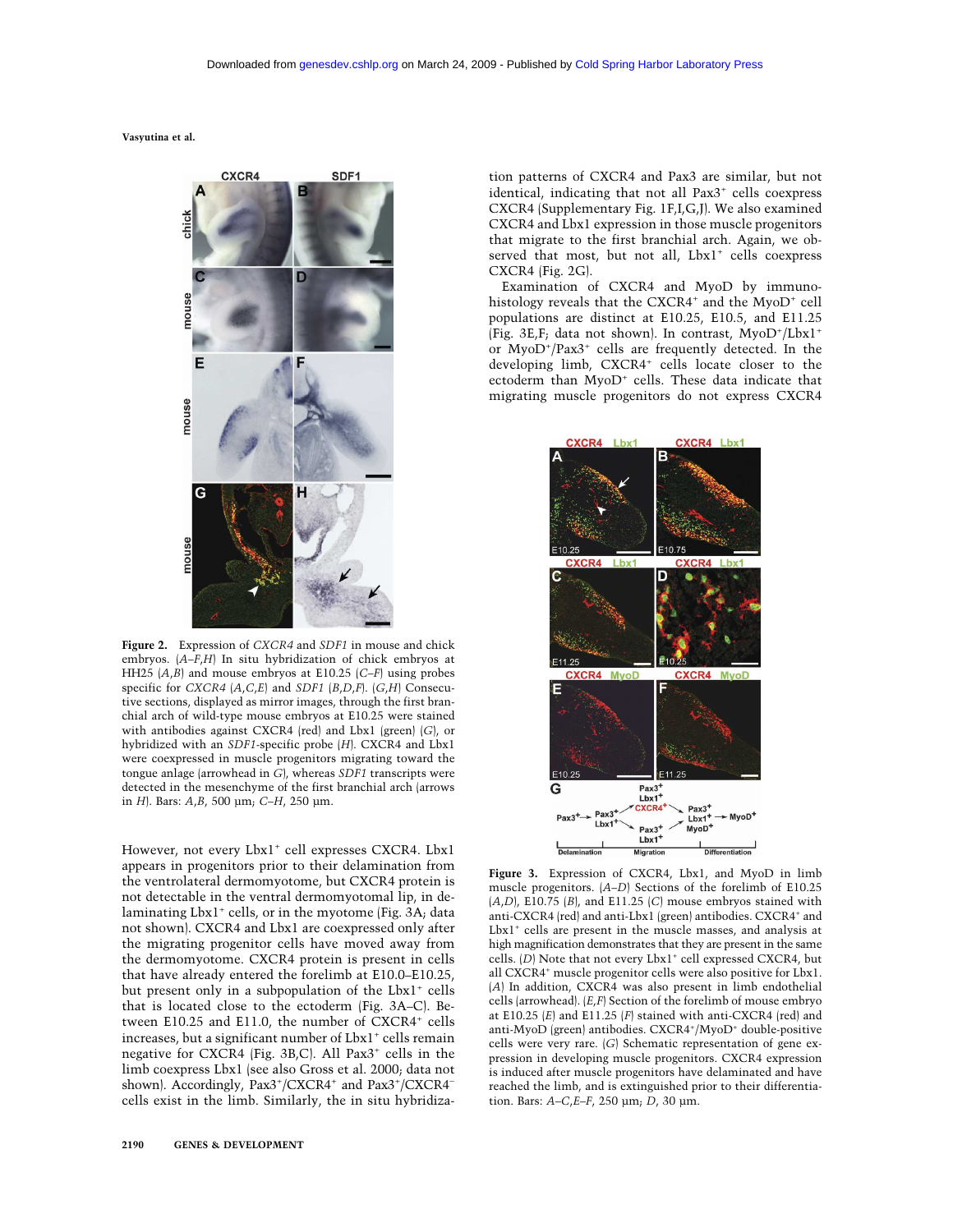**Figure 2.** Expression of *CXCR4* and *SDF1* in mouse and chick embryos. (*A–F*,*H*) In situ hybridization of chick embryos at HH25 (*A*,*B*) and mouse embryos at E10.25 (*C–F*) using probes specific for *CXCR4* (*A*,*C*,*E*) and *SDF1* (*B*,*D*,*F*). (*G*,*H*) Consecutive sections, displayed as mirror images, through the first branchial arch of wild-type mouse embryos at E10.25 were stained with antibodies against CXCR4 (red) and Lbx1 (green) (*G*), or hybridized with an *SDF1*-specific probe (*H*). CXCR4 and Lbx1 were coexpressed in muscle progenitors migrating toward the tongue anlage (arrowhead in *G*), whereas *SDF1* transcripts were detected in the mesenchyme of the first branchial arch (arrows in *H*). Bars: *A*,*B*, 500 µm; *C–H*, 250 µm.

However, not every Lbx1$^+$ cell expresses CXCR4. Lbx1 appears in progenitors prior to their delamination from the ventrolateral dermomyotome, but CXCR4 protein is not detectable in the ventral dermomyotomal lip, in delaminating Lbx1$^+$ cells, or in the myotome (Fig. 3A; data not shown). CXCR4 and Lbx1 are coexpressed only after the migrating progenitor cells have moved away from the dermomyotome. CXCR4 protein is present in cells that have already entered the forelimb at E10.0–E10.25, but present only in a subpopulation of the Lbx1$^+$ cells that is located close to the ectoderm (Fig. 3A–C). Between E10.25 and E11.0, the number of CXCR4$^+$ cells increases, but a significant number of Lbx1$^+$ cells remain negative for CXCR4 (Fig. 3B,C). All Pax3$^+$ cells in the limb coexpress Lbx1 (see also Gross et al. 2000; data not shown). Accordingly, Pax3$^+$/CXCR4$^+$ and Pax3$^+$/CXCR4$^-$ cells exist in the limb. Similarly, the in situ hybridization patterns of CXCR4 and Pax3 are similar, but not identical, indicating that not all Pax3$^+$ cells coexpress CXCR4 (Supplementary Fig. 1F,I,G,J). We also examined CXCR4 and Lbx1 expression in those muscle progenitors that migrate to the first branchial arch. Again, we observed that most, but not all, Lbx1$^+$ cells coexpress CXCR4 (Fig. 2G).

Examination of CXCR4 and MyoD by immunohistology reveals that the CXCR4$^+$ and the MyoD$^+$ cell populations are distinct at E10.25, E10.5, and E11.25 (Fig. 3E,F; data not shown). In contrast, MyoD$^+$/Lbx1$^+$ or MyoD$^+$/Pax3$^+$ cells are frequently detected. In the developing limb, CXCR4$^+$ cells locate closer to the ectoderm than MyoD$^+$ cells. These data indicate that migrating muscle progenitors do not express CXCR4

**Figure 3.** Expression of CXCR4, Lbx1, and MyoD in limb muscle progenitors. (*A–D*) Sections of the forelimb of E10.25 (*A*,*D*), E10.75 (*B*), and E11.25 (*C*) mouse embryos stained with anti-CXCR4 (red) and anti-Lbx1 (green) antibodies. CXCR4$^+$ and Lbx1$^+$ cells are present in the muscle masses, and analysis at high magnification demonstrates that they are present in the same cells. (*D*) Note that not every Lbx1$^+$ cell expressed CXCR4, but all CXCR4$^+$ muscle progenitor cells were also positive for Lbx1. (*A*) In addition, CXCR4 was also present in limb endothelial cells (arrowhead). (*E*,*F*) Section of the forelimb of mouse embryo at E10.25 (*E*) and E11.25 (*F*) stained with anti-CXCR4 (red) and anti-MyoD (green) antibodies. CXCR4$^+$/MyoD$^+$ double-positive cells were very rare. (*G*) Schematic representation of gene expression in developing muscle progenitors. CXCR4 expression is induced after muscle progenitors have delaminated and have reached the limb, and is extinguished prior to their differentiation. Bars: *A–C*,*E–F*, 250 µm; *D*, 30 µm.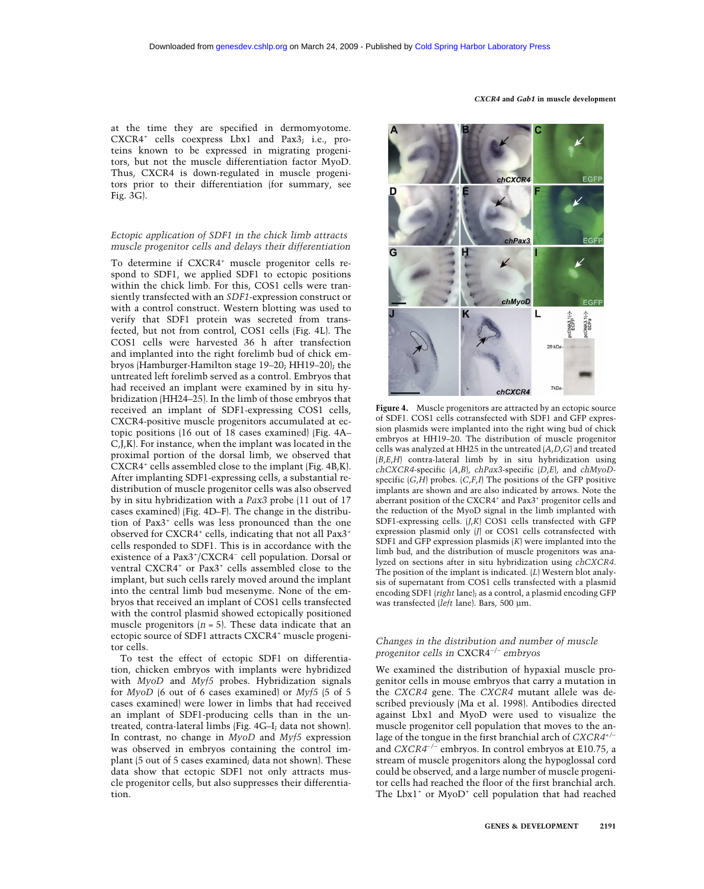at the time they are specified in dermomyotome. CXCR4$^+$ cells coexpress Lbx1 and Pax3; i.e., proteins known to be expressed in migrating progenitors, but not the muscle differentiation factor MyoD. Thus, CXCR4 is down-regulated in muscle progenitors prior to their differentiation (for summary, see Fig. 3G).

### *Ectopic application of SDF1 in the chick limb attracts muscle progenitor cells and delays their differentiation*

To determine if CXCR4$^+$ muscle progenitor cells respond to SDF1, we applied SDF1 to ectopic positions within the chick limb. For this, COS1 cells were transiently transfected with an *SDF1*-expression construct or with a control construct. Western blotting was used to verify that SDF1 protein was secreted from transfected, but not from control, COS1 cells (Fig. 4L). The COS1 cells were harvested 36 h after transfection and implanted into the right forelimb bud of chick embryos (Hamburger-Hamilton stage 19–20; HH19–20); the untreated left forelimb served as a control. Embryos that had received an implant were examined by in situ hybridization (HH24–25). In the limb of those embryos that received an implant of SDF1-expressing COS1 cells, CXCR4-positive muscle progenitors accumulated at ectopic positions (16 out of 18 cases examined) (Fig. 4A–C,J,K). For instance, when the implant was located in the proximal portion of the dorsal limb, we observed that CXCR4$^+$ cells assembled close to the implant (Fig. 4B,K). After implanting SDF1-expressing cells, a substantial redistribution of muscle progenitor cells was also observed by in situ hybridization with a *Pax3* probe (11 out of 17 cases examined) (Fig. 4D–F). The change in the distribution of Pax3$^+$ cells was less pronounced than the one observed for CXCR4$^+$ cells, indicating that not all Pax3$^+$ cells responded to SDF1. This is in accordance with the existence of a Pax3$^+$/CXCR4$^-$ cell population. Dorsal or ventral CXCR4$^+$ or Pax3$^+$ cells assembled close to the implant, but such cells rarely moved around the implant into the central limb bud mesenyme. None of the embryos that received an implant of COS1 cells transfected with the control plasmid showed ectopically positioned muscle progenitors ($n = 5$). These data indicate that an ectopic source of SDF1 attracts CXCR4$^+$ muscle progenitor cells.

To test the effect of ectopic SDF1 on differentiation, chicken embryos with implants were hybridized with *MyoD* and *Myf5* probes. Hybridization signals for *MyoD* (6 out of 6 cases examined) or *Myf5* (5 of 5 cases examined) were lower in limbs that had received an implant of SDF1-producing cells than in the untreated, contra-lateral limbs (Fig. 4G–I; data not shown). In contrast, no change in *MyoD* and *Myf5* expression was observed in embryos containing the control implant (5 out of 5 cases examined; data not shown). These data show that ectopic SDF1 not only attracts muscle progenitor cells, but also suppresses their differentiation.

**Figure 4.** Muscle progenitors are attracted by an ectopic source of SDF1. COS1 cells cotransfected with SDF1 and GFP expression plasmids were implanted into the right wing bud of chick embryos at HH19–20. The distribution of muscle progenitor cells was analyzed at HH25 in the untreated (*A*,*D*,*G*) and treated (*B*,*E*,*H*) contra-lateral limb by in situ hybridization using *chCXCR4*-specific (*A*,*B*), *chPax3*-specific (*D*,*E*), and *chMyoD*-specific (*G*,*H*) probes. (*C*,*F*,*I*) The positions of the GFP positive implants are shown and are also indicated by arrows. Note the aberrant position of the CXCR4$^+$ and Pax3$^+$ progenitor cells and the reduction of the MyoD signal in the limb implanted with SDF1-expressing cells. (*J*,*K*) COS1 cells transfected with GFP expression plasmid only (*J*) or COS1 cells cotransfected with SDF1 and GFP expression plasmids (*K*) were implanted into the limb bud, and the distribution of muscle progenitors was analyzed on sections after in situ hybridization using *chCXCR4*. The position of the implant is indicated. (*L*) Western blot analysis of supernatant from COS1 cells transfected with a plasmid encoding SDF1 (*right* lane); as a control, a plasmid encoding GFP was transfected (*left* lane). Bars, 500 µm.

### *Changes in the distribution and number of muscle progenitor cells in* CXCR4$^{-/-}$ *embryos*

We examined the distribution of hypaxial muscle progenitor cells in mouse embryos that carry a mutation in the *CXCR4* gene. The *CXCR4* mutant allele was described previously (Ma et al. 1998). Antibodies directed against Lbx1 and MyoD were used to visualize the muscle progenitor cell population that moves to the anlage of the tongue in the first branchial arch of *CXCR4*$^{+/-}$ and *CXCR4*$^{-/-}$ embryos. In control embryos at E10.75, a stream of muscle progenitors along the hypoglossal cord could be observed, and a large number of muscle progenitor cells had reached the floor of the first branchial arch. The Lbx1$^+$ or MyoD$^+$ cell population that had reached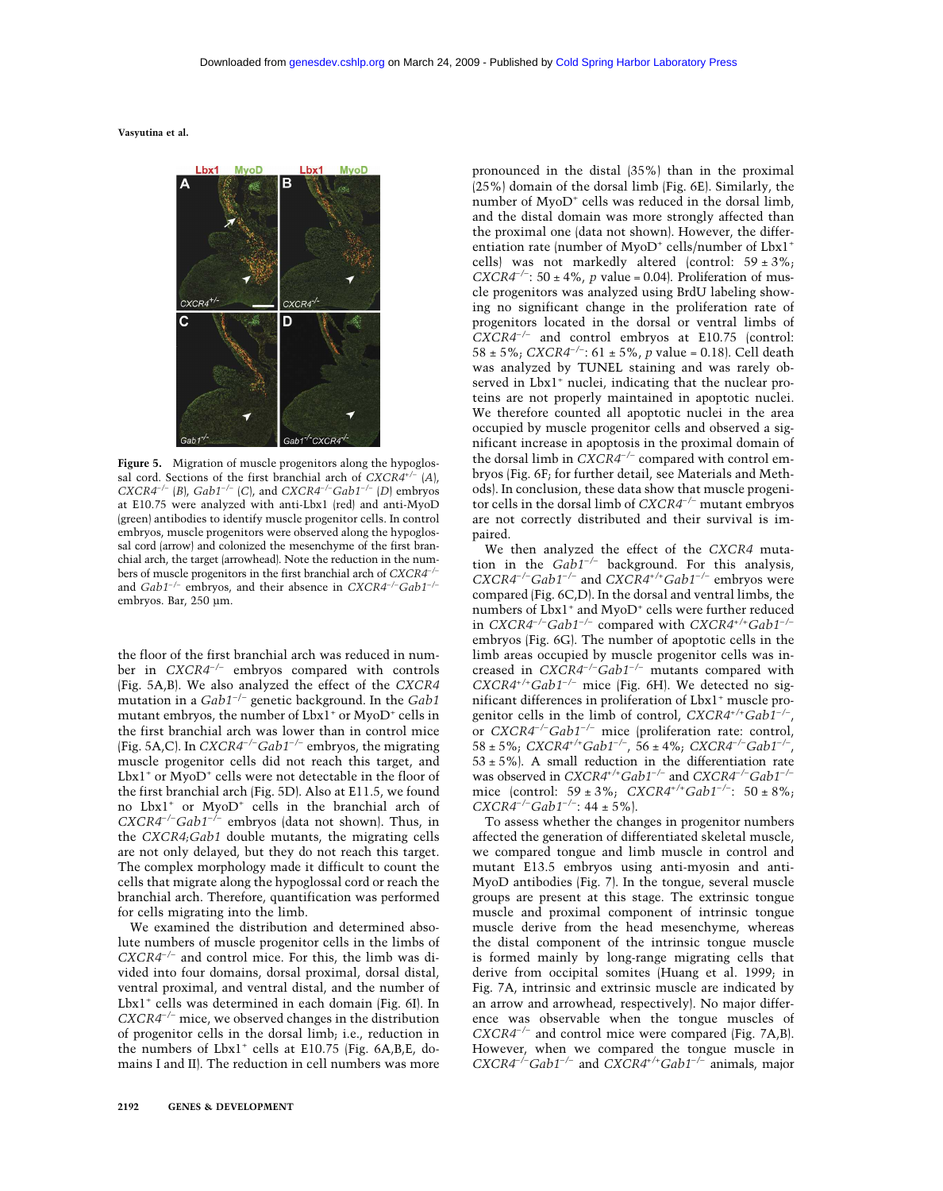**Figure 5.** Migration of muscle progenitors along the hypoglossal cord. Sections of the first branchial arch of $CXCR4^{+/-}$ (A), $CXCR4^{-/-}$ (B), $Gab1^{-/-}$ (C), and $CXCR4^{-/-}Gab1^{-/-}$ (D) embryos at E10.75 were analyzed with anti-Lbx1 (red) and anti-MyoD (green) antibodies to identify muscle progenitor cells. In control embryos, muscle progenitors were observed along the hypoglossal cord (arrow) and colonized the mesenchyme of the first branchial arch, the target (arrowhead). Note the reduction in the numbers of muscle progenitors in the first branchial arch of $CXCR4^{-/-}$ and $Gab1^{-/-}$ embryos, and their absence in $CXCR4^{-/-}Gab1^{-/-}$ embryos. Bar, 250 µm.

the floor of the first branchial arch was reduced in number in $CXCR4^{-/-}$ embryos compared with controls (Fig. 5A,B). We also analyzed the effect of the *CXCR4* mutation in a $Gab1^{-/-}$ genetic background. In the *Gab1* mutant embryos, the number of Lbx1⁺ or MyoD⁺ cells in the first branchial arch was lower than in control mice (Fig. 5A,C). In $CXCR4^{-/-}Gab1^{-/-}$ embryos, the migrating muscle progenitor cells did not reach this target, and Lbx1⁺ or MyoD⁺ cells were not detectable in the floor of the first branchial arch (Fig. 5D). Also at E11.5, we found no Lbx1⁺ or MyoD⁺ cells in the branchial arch of $CXCR4^{-/-}Gab1^{-/-}$ embryos (data not shown). Thus, in the *CXCR4;Gab1* double mutants, the migrating cells are not only delayed, but they do not reach this target. The complex morphology made it difficult to count the cells that migrate along the hypoglossal cord or reach the branchial arch. Therefore, quantification was performed for cells migrating into the limb.

We examined the distribution and determined absolute numbers of muscle progenitor cells in the limbs of $CXCR4^{-/-}$ and control mice. For this, the limb was divided into four domains, dorsal proximal, dorsal distal, ventral proximal, and ventral distal, and the number of Lbx1⁺ cells was determined in each domain (Fig. 6I). In $CXCR4^{-/-}$ mice, we observed changes in the distribution of progenitor cells in the dorsal limb; i.e., reduction in the numbers of Lbx1⁺ cells at E10.75 (Fig. 6A,B,E, domains I and II). The reduction in cell numbers was more pronounced in the distal (35%) than in the proximal (25%) domain of the dorsal limb (Fig. 6E). Similarly, the number of MyoD⁺ cells was reduced in the dorsal limb, and the distal domain was more strongly affected than the proximal one (data not shown). However, the differentiation rate (number of MyoD⁺ cells/number of Lbx1⁺ cells) was not markedly altered (control: 59 ± 3%; $CXCR4^{-/-}$: 50 ± 4%, $p$ value = 0.04). Proliferation of muscle progenitors was analyzed using BrdU labeling showing no significant change in the proliferation rate of progenitors located in the dorsal or ventral limbs of $CXCR4^{-/-}$ and control embryos at E10.75 (control: 58 ± 5%; $CXCR4^{-/-}$: 61 ± 5%, $p$ value = 0.18). Cell death was analyzed by TUNEL staining and was rarely observed in Lbx1⁺ nuclei, indicating that the nuclear proteins are not properly maintained in apoptotic nuclei. We therefore counted all apoptotic nuclei in the area occupied by muscle progenitor cells and observed a significant increase in apoptosis in the proximal domain of the dorsal limb in $CXCR4^{-/-}$ compared with control embryos (Fig. 6F; for further detail, see Materials and Methods). In conclusion, these data show that muscle progenitor cells in the dorsal limb of $CXCR4^{-/-}$ mutant embryos are not correctly distributed and their survival is impaired.

We then analyzed the effect of the *CXCR4* mutation in the $Gab1^{-/-}$ background. For this analysis, $CXCR4^{-/-}Gab1^{-/-}$ and $CXCR4^{+/+}Gab1^{-/-}$ embryos were compared (Fig. 6C,D). In the dorsal and ventral limbs, the numbers of Lbx1⁺ and MyoD⁺ cells were further reduced in $CXCR4^{-/-}Gab1^{-/-}$ compared with $CXCR4^{+/+}Gab1^{-/-}$ embryos (Fig. 6G). The number of apoptotic cells in the limb areas occupied by muscle progenitor cells was increased in $CXCR4^{-/-}Gab1^{-/-}$ mutants compared with $CXCR4^{+/+}Gab1^{-/-}$ mice (Fig. 6H). We detected no significant differences in proliferation of Lbx1⁺ muscle progenitor cells in the limb of control, $CXCR4^{+/+}Gab1^{-/-}$, or $CXCR4^{-/-}Gab1^{-/-}$ mice (proliferation rate: control, 58 ± 5%; $CXCR4^{+/+}Gab1^{-/-}$, 56 ± 4%; $CXCR4^{-/-}Gab1^{-/-}$, 53 ± 5%). A small reduction in the differentiation rate was observed in $CXCR4^{+/+}Gab1^{-/-}$ and $CXCR4^{-/-}Gab1^{-/-}$ mice (control: 59 ± 3%; $CXCR4^{+/+}Gab1^{-/-}$: 50 ± 8%; $CXCR4^{-/-}Gab1^{-/-}$: 44 ± 5%).

To assess whether the changes in progenitor numbers affected the generation of differentiated skeletal muscle, we compared tongue and limb muscle in control and mutant E13.5 embryos using anti-myosin and anti-MyoD antibodies (Fig. 7). In the tongue, several muscle groups are present at this stage. The extrinsic tongue muscle and proximal component of intrinsic tongue muscle derive from the head mesenchyme, whereas the distal component of the intrinsic tongue muscle is formed mainly by long-range migrating cells that derive from occipital somites (Huang et al. 1999; in Fig. 7A, intrinsic and extrinsic muscle are indicated by an arrow and arrowhead, respectively). No major difference was observable when the tongue muscles of $CXCR4^{-/-}$ and control mice were compared (Fig. 7A,B). However, when we compared the tongue muscle in $CXCR4^{-/-}Gab1^{-/-}$ and $CXCR4^{+/+}Gab1^{-/-}$ animals, major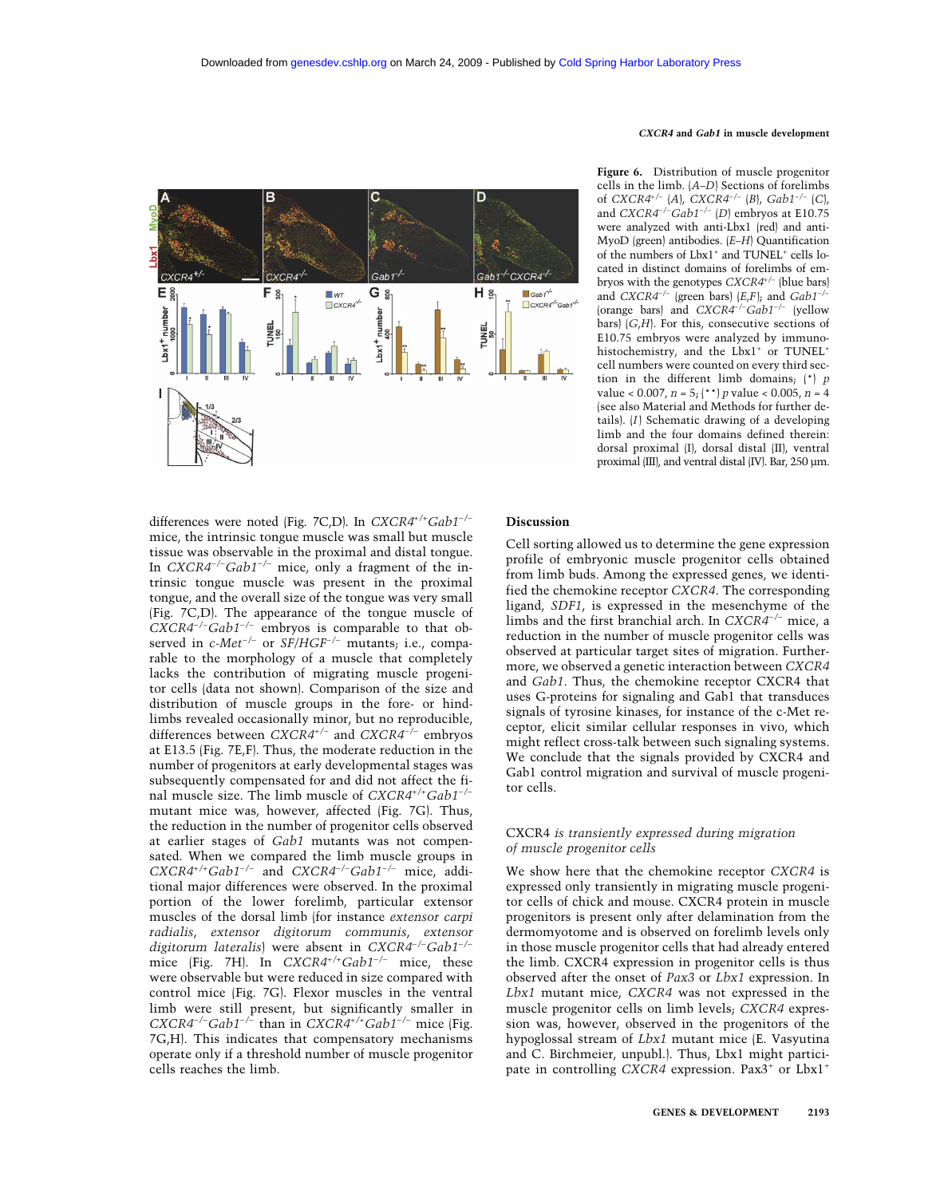Figure 6. Distribution of muscle progenitor cells in the limb. (*A–D*) Sections of forelimbs of *CXCR4*$^{+/-}$ (*A*), *CXCR4*$^{-/-}$ (*B*), *Gab1*$^{-/-}$ (*C*), and *CXCR4*$^{-/-}$*Gab1*$^{-/-}$ (*D*) embryos at E10.75 were analyzed with anti-Lbx1 (red) and anti-MyoD (green) antibodies. (*E–H*) Quantification of the numbers of Lbx1$^{+}$ and TUNEL$^{+}$ cells located in distinct domains of forelimbs of embryos with the genotypes *CXCR4*$^{+/-}$ (blue bars) and *CXCR4*$^{-/-}$ (green bars) (*E*,*F*); and *Gab1*$^{-/-}$ (orange bars) and *CXCR4*$^{-/-}$*Gab1*$^{-/-}$ (yellow bars) (*G*,*H*). For this, consecutive sections of E10.75 embryos were analyzed by immunohistochemistry, and the Lbx1$^{+}$ or TUNEL$^{+}$ cell numbers were counted on every third section in the different limb domains; (*) $p$ value < 0.007, $n = 5$; (**) $p$ value < 0.005, $n = 4$ (see also Material and Methods for further details). (*I*) Schematic drawing of a developing limb and the four domains defined therein: dorsal proximal (I), dorsal distal (II), ventral proximal (III), and ventral distal (IV). Bar, 250 µm.

differences were noted (Fig. 7C,D). In *CXCR4*$^{+/+}$*Gab1*$^{-/-}$ mice, the intrinsic tongue muscle was small but muscle tissue was observable in the proximal and distal tongue. In *CXCR4*$^{-/-}$*Gab1*$^{-/-}$ mice, only a fragment of the intrinsic tongue muscle was present in the proximal tongue, and the overall size of the tongue was very small (Fig. 7C,D). The appearance of the tongue muscle of *CXCR4*$^{-/-}$*Gab1*$^{-/-}$ embryos is comparable to that observed in *c-Met*$^{-/-}$ or *SF/HGF*$^{-/-}$ mutants; i.e., comparable to the morphology of a muscle that completely lacks the contribution of migrating muscle progenitor cells (data not shown). Comparison of the size and distribution of muscle groups in the fore- or hindlimbs revealed occasionally minor, but no reproducible, differences between *CXCR4*$^{+/-}$ and *CXCR4*$^{-/-}$ embryos at E13.5 (Fig. 7E,F). Thus, the moderate reduction in the number of progenitors at early developmental stages was subsequently compensated for and did not affect the final muscle size. The limb muscle of *CXCR4*$^{+/+}$*Gab1*$^{-/-}$ mutant mice was, however, affected (Fig. 7G). Thus, the reduction in the number of progenitor cells observed at earlier stages of *Gab1* mutants was not compensated. When we compared the limb muscle groups in *CXCR4*$^{+/+}$*Gab1*$^{-/-}$ and *CXCR4*$^{-/-}$*Gab1*$^{-/-}$ mice, additional major differences were observed. In the proximal portion of the lower forelimb, particular extensor muscles of the dorsal limb (for instance *extensor carpi radialis*, *extensor digitorum communis*, *extensor digitorum lateralis*) were absent in *CXCR4*$^{-/-}$*Gab1*$^{-/-}$ mice (Fig. 7H). In *CXCR4*$^{+/+}$*Gab1*$^{-/-}$ mice, these were observable but were reduced in size compared with control mice (Fig. 7G). Flexor muscles in the ventral limb were still present, but significantly smaller in *CXCR4*$^{-/-}$*Gab1*$^{-/-}$ than in *CXCR4*$^{+/+}$*Gab1*$^{-/-}$ mice (Fig. 7G,H). This indicates that compensatory mechanisms operate only if a threshold number of muscle progenitor cells reaches the limb.

## Discussion

Cell sorting allowed us to determine the gene expression profile of embryonic muscle progenitor cells obtained from limb buds. Among the expressed genes, we identified the chemokine receptor *CXCR4*. The corresponding ligand, *SDF1*, is expressed in the mesenchyme of the limbs and the first branchial arch. In *CXCR4*$^{-/-}$ mice, a reduction in the number of muscle progenitor cells was observed at particular target sites of migration. Furthermore, we observed a genetic interaction between *CXCR4* and *Gab1*. Thus, the chemokine receptor CXCR4 that uses G-proteins for signaling and Gab1 that transduces signals of tyrosine kinases, for instance of the c-Met receptor, elicit similar cellular responses in vivo, which might reflect cross-talk between such signaling systems. We conclude that the signals provided by CXCR4 and Gab1 control migration and survival of muscle progenitor cells.

### CXCR4 *is transiently expressed during migration of muscle progenitor cells*

We show here that the chemokine receptor *CXCR4* is expressed only transiently in migrating muscle progenitor cells of chick and mouse. CXCR4 protein in muscle progenitors is present only after delamination from the dermomyotome and is observed on forelimb levels only in those muscle progenitor cells that had already entered the limb. CXCR4 expression in progenitor cells is thus observed after the onset of *Pax3* or *Lbx1* expression. In *Lbx1* mutant mice, *CXCR4* was not expressed in the muscle progenitor cells on limb levels; *CXCR4* expression was, however, observed in the progenitors of the hypoglossal stream of *Lbx1* mutant mice (E. Vasyutina and C. Birchmeier, unpubl.). Thus, Lbx1 might participate in controlling *CXCR4* expression. Pax3$^{+}$ or Lbx1$^{+}$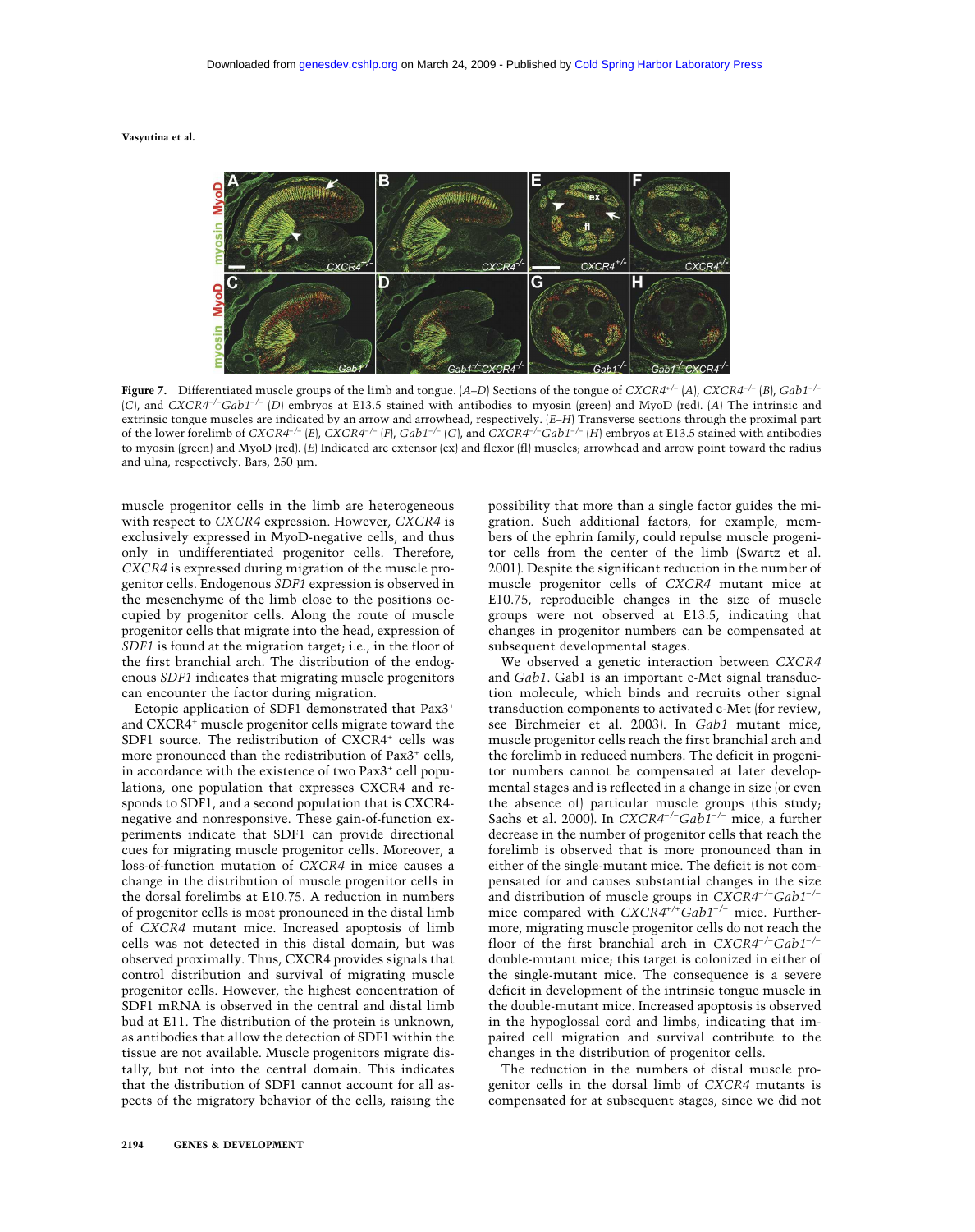**Figure 7.** Differentiated muscle groups of the limb and tongue. (*A*–*D*) Sections of the tongue of *CXCR4*$^{+/-}$ (*A*), *CXCR4*$^{-/-}$ (*B*), *Gab1*$^{-/-}$ (*C*), and *CXCR4*$^{-/-}$*Gab1*$^{-/-}$ (*D*) embryos at E13.5 stained with antibodies to myosin (green) and MyoD (red). (*A*) The intrinsic and extrinsic tongue muscles are indicated by an arrow and arrowhead, respectively. (*E*–*H*) Transverse sections through the proximal part of the lower forelimb of *CXCR4*$^{+/-}$ (*E*), *CXCR4*$^{-/-}$ (*F*), *Gab1*$^{-/-}$ (*G*), and *CXCR4*$^{-/-}$*Gab1*$^{-/-}$ (*H*) embryos at E13.5 stained with antibodies to myosin (green) and MyoD (red). (*E*) Indicated are extensor (ex) and flexor (fl) muscles; arrowhead and arrow point toward the radius and ulna, respectively. Bars, 250 µm.

muscle progenitor cells in the limb are heterogeneous with respect to *CXCR4* expression. However, *CXCR4* is exclusively expressed in MyoD-negative cells, and thus only in undifferentiated progenitor cells. Therefore, *CXCR4* is expressed during migration of the muscle progenitor cells. Endogenous *SDF1* expression is observed in the mesenchyme of the limb close to the positions occupied by progenitor cells. Along the route of muscle progenitor cells that migrate into the head, expression of *SDF1* is found at the migration target; i.e., in the floor of the first branchial arch. The distribution of the endogenous *SDF1* indicates that migrating muscle progenitors can encounter the factor during migration.

Ectopic application of SDF1 demonstrated that Pax3$^{+}$ and CXCR4$^{+}$ muscle progenitor cells migrate toward the SDF1 source. The redistribution of CXCR4$^{+}$ cells was more pronounced than the redistribution of Pax3$^{+}$ cells, in accordance with the existence of two Pax3$^{+}$ cell populations, one population that expresses CXCR4 and responds to SDF1, and a second population that is CXCR4-negative and nonresponsive. These gain-of-function experiments indicate that SDF1 can provide directional cues for migrating muscle progenitor cells. Moreover, a loss-of-function mutation of *CXCR4* in mice causes a change in the distribution of muscle progenitor cells in the dorsal forelimbs at E10.75. A reduction in numbers of progenitor cells is most pronounced in the distal limb of *CXCR4* mutant mice. Increased apoptosis of limb cells was not detected in this distal domain, but was observed proximally. Thus, CXCR4 provides signals that control distribution and survival of migrating muscle progenitor cells. However, the highest concentration of SDF1 mRNA is observed in the central and distal limb bud at E11. The distribution of the protein is unknown, as antibodies that allow the detection of SDF1 within the tissue are not available. Muscle progenitors migrate distally, but not into the central domain. This indicates that the distribution of SDF1 cannot account for all aspects of the migratory behavior of the cells, raising the possibility that more than a single factor guides the migration. Such additional factors, for example, members of the ephrin family, could repulse muscle progenitor cells from the center of the limb (Swartz et al. 2001). Despite the significant reduction in the number of muscle progenitor cells of *CXCR4* mutant mice at E10.75, reproducible changes in the size of muscle groups were not observed at E13.5, indicating that changes in progenitor numbers can be compensated at subsequent developmental stages.

We observed a genetic interaction between *CXCR4* and *Gab1*. Gab1 is an important c-Met signal transduction molecule, which binds and recruits other signal transduction components to activated c-Met (for review, see Birchmeier et al. 2003). In *Gab1* mutant mice, muscle progenitor cells reach the first branchial arch and the forelimb in reduced numbers. The deficit in progenitor numbers cannot be compensated at later developmental stages and is reflected in a change in size (or even the absence of) particular muscle groups (this study; Sachs et al. 2000). In *CXCR4*$^{-/-}$*Gab1*$^{-/-}$ mice, a further decrease in the number of progenitor cells that reach the forelimb is observed that is more pronounced than in either of the single-mutant mice. The deficit is not compensated for and causes substantial changes in the size and distribution of muscle groups in *CXCR4*$^{-/-}$*Gab1*$^{-/-}$ mice compared with *CXCR4*$^{+/+}$*Gab1*$^{-/-}$ mice. Furthermore, migrating muscle progenitor cells do not reach the floor of the first branchial arch in *CXCR4*$^{-/-}$*Gab1*$^{-/-}$ double-mutant mice; this target is colonized in either of the single-mutant mice. The consequence is a severe deficit in development of the intrinsic tongue muscle in the double-mutant mice. Increased apoptosis is observed in the hypoglossal cord and limbs, indicating that impaired cell migration and survival contribute to the changes in the distribution of progenitor cells.

The reduction in the numbers of distal muscle progenitor cells in the dorsal limb of *CXCR4* mutants is compensated for at subsequent stages, since we did not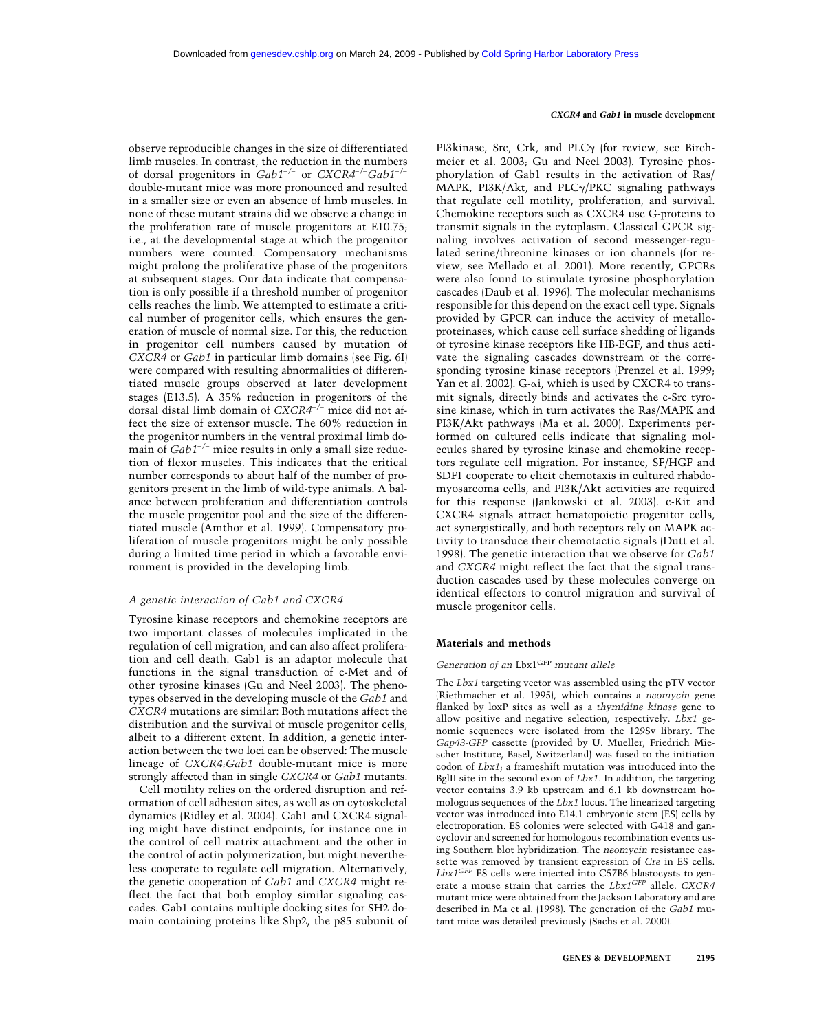observe reproducible changes in the size of differentiated limb muscles. In contrast, the reduction in the numbers of dorsal progenitors in *Gab1*$^{-/-}$ or *CXCR4*$^{-/-}$*Gab1*$^{-/-}$ double-mutant mice was more pronounced and resulted in a smaller size or even an absence of limb muscles. In none of these mutant strains did we observe a change in the proliferation rate of muscle progenitors at E10.75; i.e., at the developmental stage at which the progenitor numbers were counted. Compensatory mechanisms might prolong the proliferative phase of the progenitors at subsequent stages. Our data indicate that compensation is only possible if a threshold number of progenitor cells reaches the limb. We attempted to estimate a critical number of progenitor cells, which ensures the generation of muscle of normal size. For this, the reduction in progenitor cell numbers caused by mutation of *CXCR4* or *Gab1* in particular limb domains (see Fig. 6I) were compared with resulting abnormalities of differentiated muscle groups observed at later development stages (E13.5). A 35% reduction in progenitors of the dorsal distal limb domain of *CXCR4*$^{-/-}$ mice did not affect the size of extensor muscle. The 60% reduction in the progenitor numbers in the ventral proximal limb domain of *Gab1*$^{-/-}$ mice results in only a small size reduction of flexor muscles. This indicates that the critical number corresponds to about half of the number of progenitors present in the limb of wild-type animals. A balance between proliferation and differentiation controls the muscle progenitor pool and the size of the differentiated muscle (Amthor et al. 1999). Compensatory proliferation of muscle progenitors might be only possible during a limited time period in which a favorable environment is provided in the developing limb.

### *A genetic interaction of Gab1 and CXCR4*

Tyrosine kinase receptors and chemokine receptors are two important classes of molecules implicated in the regulation of cell migration, and can also affect proliferation and cell death. Gab1 is an adaptor molecule that functions in the signal transduction of c-Met and of other tyrosine kinases (Gu and Neel 2003). The phenotypes observed in the developing muscle of the *Gab1* and *CXCR4* mutations are similar: Both mutations affect the distribution and the survival of muscle progenitor cells, albeit to a different extent. In addition, a genetic interaction between the two loci can be observed: The muscle lineage of *CXCR4;Gab1* double-mutant mice is more strongly affected than in single *CXCR4* or *Gab1* mutants.

Cell motility relies on the ordered disruption and reformation of cell adhesion sites, as well as on cytoskeletal dynamics (Ridley et al. 2004). Gab1 and CXCR4 signaling might have distinct endpoints, for instance one in the control of cell matrix attachment and the other in the control of actin polymerization, but might nevertheless cooperate to regulate cell migration. Alternatively, the genetic cooperation of *Gab1* and *CXCR4* might reflect the fact that both employ similar signaling cascades. Gab1 contains multiple docking sites for SH2 domain containing proteins like Shp2, the p85 subunit of PI3kinase, Src, Crk, and PLCγ (for review, see Birchmeier et al. 2003; Gu and Neel 2003). Tyrosine phosphorylation of Gab1 results in the activation of Ras/MAPK, PI3K/Akt, and PLCγ/PKC signaling pathways that regulate cell motility, proliferation, and survival. Chemokine receptors such as CXCR4 use G-proteins to transmit signals in the cytoplasm. Classical GPCR signaling involves activation of second messenger-regulated serine/threonine kinases or ion channels (for review, see Mellado et al. 2001). More recently, GPCRs were also found to stimulate tyrosine phosphorylation cascades (Daub et al. 1996). The molecular mechanisms responsible for this depend on the exact cell type. Signals provided by GPCR can induce the activity of metalloproteinases, which cause cell surface shedding of ligands of tyrosine kinase receptors like HB-EGF, and thus activate the signaling cascades downstream of the corresponding tyrosine kinase receptors (Prenzel et al. 1999; Yan et al. 2002). G-αi, which is used by CXCR4 to transmit signals, directly binds and activates the c-Src tyrosine kinase, which in turn activates the Ras/MAPK and PI3K/Akt pathways (Ma et al. 2000). Experiments performed on cultured cells indicate that signaling molecules shared by tyrosine kinase and chemokine receptors regulate cell migration. For instance, SF/HGF and SDF1 cooperate to elicit chemotaxis in cultured rhabdomyosarcoma cells, and PI3K/Akt activities are required for this response (Jankowski et al. 2003). c-Kit and CXCR4 signals attract hematopoietic progenitor cells, act synergistically, and both receptors rely on MAPK activity to transduce their chemotactic signals (Dutt et al. 1998). The genetic interaction that we observe for *Gab1* and *CXCR4* might reflect the fact that the signal transduction cascades used by these molecules converge on identical effectors to control migration and survival of muscle progenitor cells.

## Materials and methods

### *Generation of an* Lbx1$^{GFP}$ *mutant allele*

The *Lbx1* targeting vector was assembled using the pTV vector (Riethmacher et al. 1995), which contains a *neomycin* gene flanked by loxP sites as well as a *thymidine kinase* gene to allow positive and negative selection, respectively. *Lbx1* genomic sequences were isolated from the 129Sv library. The *Gap43-GFP* cassette (provided by U. Mueller, Friedrich Miescher Institute, Basel, Switzerland) was fused to the initiation codon of *Lbx1*; a frameshift mutation was introduced into the BglII site in the second exon of *Lbx1*. In addition, the targeting vector contains 3.9 kb upstream and 6.1 kb downstream homologous sequences of the *Lbx1* locus. The linearized targeting vector was introduced into E14.1 embryonic stem (ES) cells by electroporation. ES colonies were selected with G418 and gancyclovir and screened for homologous recombination events using Southern blot hybridization. The *neomycin* resistance cassette was removed by transient expression of *Cre* in ES cells. *Lbx1*$^{GFP}$ ES cells were injected into C57B6 blastocysts to generate a mouse strain that carries the *Lbx1*$^{GFP}$ allele. *CXCR4* mutant mice were obtained from the Jackson Laboratory and are described in Ma et al. (1998). The generation of the *Gab1* mutant mice was detailed previously (Sachs et al. 2000).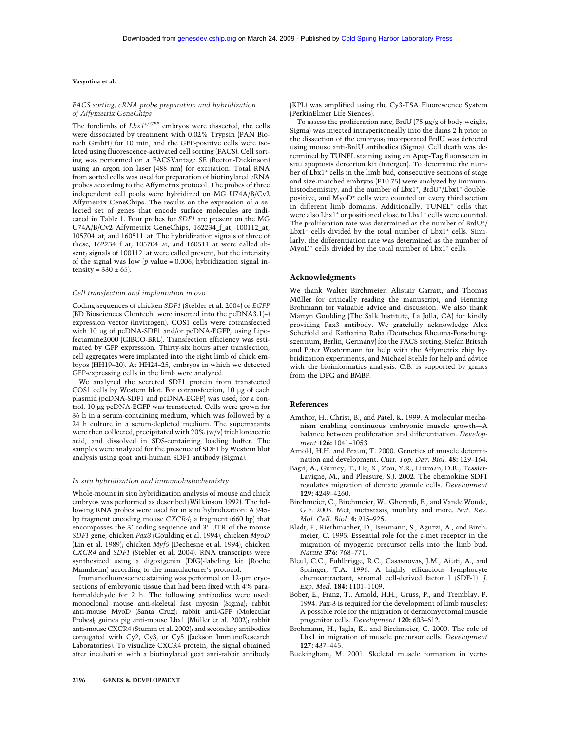### *FACS sorting, cRNA probe preparation and hybridization of Affymetrix GeneChips*

The forelimbs of *Lbx1*$^{+/GFP}$ embryos were dissected, the cells were dissociated by treatment with 0.02% Trypsin (PAN Biotech GmbH) for 10 min, and the GFP-positive cells were isolated using fluorescence-activated cell sorting (FACS). Cell sorting was performed on a FACSVantage SE (Becton-Dickinson) using an argon ion laser (488 nm) for excitation. Total RNA from sorted cells was used for preparation of biotinylated cRNA probes according to the Affymetrix protocol. The probes of three independent cell pools were hybridized on MG U74A/B/Cv2 Affymetrix GeneChips. The results on the expression of a selected set of genes that encode cell surface molecules are indicated in Table 1. Four probes for *SDF1* are present on the MG U74A/B/Cv2 Affymetrix GeneChips, 162234_f_at, 100112_at, 105704_at, and 160511_at. The hybridization signals of three of these, 162234_f_at, 105704_at, and 160511_at were called absent; signals of 100112_at were called present, but the intensity of the signal was low ($p$ value = 0.006; hybridization signal intensity = 330 ± 65).

### *Cell transfection and implantation in ovo*

Coding sequences of chicken *SDF1* (Stebler et al. 2004) or *EGFP* (BD Biosciences Clontech) were inserted into the pcDNA3.1(−) expression vector (Invitrogen). COS1 cells were cotransfected with 10 µg of pcDNA-SDF1 and/or pcDNA-EGFP, using Lipofectamine2000 (GIBCO-BRL). Transfection efficiency was estimated by GFP expression. Thirty-six hours after transfection, cell aggregates were implanted into the right limb of chick embryos (HH19–20). At HH24–25, embryos in which we detected GFP-expressing cells in the limb were analyzed.

We analyzed the secreted SDF1 protein from transfected COS1 cells by Western blot. For cotransfection, 10 µg of each plasmid (pcDNA-SDF1 and pcDNA-EGFP) was used; for a control, 10 µg pcDNA-EGFP was transfected. Cells were grown for 36 h in a serum-containing medium, which was followed by a 24 h culture in a serum-depleted medium. The supernatants were then collected, precipitated with 20% (w/v) trichloroacetic acid, and dissolved in SDS-containing loading buffer. The samples were analyzed for the presence of SDF1 by Western blot analysis using goat anti-human SDF1 antibody (Sigma).

### *In situ hybridization and immunohistochemistry*

Whole-mount in situ hybridization analysis of mouse and chick embryos was performed as described (Wilkinson 1992). The following RNA probes were used for in situ hybridization: A 945-bp fragment encoding mouse *CXCR4*; a fragment (660 bp) that encompasses the 3′ coding sequence and 3′ UTR of the mouse *SDF1* gene; chicken *Pax3* (Goulding et al. 1994); chicken *MyoD* (Lin et al. 1989); chicken *Myf5* (Dechesne et al. 1994); chicken *CXCR4* and *SDF1* (Stebler et al. 2004). RNA transcripts were synthesized using a digoxigenin (DIG)-labeling kit (Roche Mannheim) according to the manufacturer's protocol.

Immunofluorescence staining was performed on 12-µm cryosections of embryonic tissue that had been fixed with 4% paraformaldehyde for 2 h. The following antibodies were used: monoclonal mouse anti-skeletal fast myosin (Sigma); rabbit anti-mouse MyoD (Santa Cruz); rabbit anti-GFP (Molecular Probes); guinea pig anti-mouse Lbx1 (Müller et al. 2002); rabbit anti-mouse CXCR4 (Stumm et al. 2002); and secondary antibodies conjugated with Cy2, Cy3, or Cy5 (Jackson ImmunoResearch Laboratories). To visualize CXCR4 protein, the signal obtained after incubation with a biotinylated goat anti-rabbit antibody (KPL) was amplified using the Cy3-TSA Fluorescence System (PerkinElmer Life Siences).

To assess the proliferation rate, BrdU (75 µg/g of body weight; Sigma) was injected intraperitoneally into the dams 2 h prior to the dissection of the embryos; incorporated BrdU was detected using mouse anti-BrdU antibodies (Sigma). Cell death was determined by TUNEL staining using an Apop-Tag fluorescein in situ apoptosis detection kit (Intergen). To determine the number of Lbx1$^+$ cells in the limb bud, consecutive sections of stage and size-matched embryos (E10.75) were analyzed by immunohistochemistry, and the number of Lbx1$^+$, BrdU$^+$/Lbx1$^+$ double-positive, and MyoD$^+$ cells were counted on every third section in different limb domains. Additionally, TUNEL$^+$ cells that were also Lbx1$^+$ or positioned close to Lbx1$^+$ cells were counted. The proliferation rate was determined as the number of BrdU$^+$/Lbx1$^+$ cells divided by the total number of Lbx1$^+$ cells. Similarly, the differentiation rate was determined as the number of MyoD$^+$ cells divided by the total number of Lbx1$^+$ cells.

## Acknowledgments

We thank Walter Birchmeier, Alistair Garratt, and Thomas Müller for critically reading the manuscript, and Henning Brohmann for valuable advice and discussion. We also thank Martyn Goulding (The Salk Institute, La Jolla, CA) for kindly providing Pax3 antibody. We gratefully acknowledge Alex Scheffold and Katharina Raba (Deutsches Rheuma-Forschungszentrum, Berlin, Germany) for the FACS sorting, Stefan Britsch and Peter Westermann for help with the Affymetrix chip hybridization experiments, and Michael Stehle for help and advice with the bioinformatics analysis. C.B. is supported by grants from the DFG and BMBF.

## References

- Amthor, H., Christ, B., and Patel, K. 1999. A molecular mechanism enabling continuous embryonic muscle growth—A balance between proliferation and differentiation. *Development* **126:** 1041–1053.
- Arnold, H.H. and Braun, T. 2000. Genetics of muscle determination and development. *Curr. Top. Dev. Biol.* **48:** 129–164.
- Bagri, A., Gurney, T., He, X., Zou, Y.R., Littman, D.R., Tessier-Lavigne, M., and Pleasure, S.J. 2002. The chemokine SDF1 regulates migration of dentate granule cells. *Development* **129:** 4249–4260.
- Birchmeier, C., Birchmeier, W., Gherardi, E., and Vande Woude, G.F. 2003. Met, metastasis, motility and more. *Nat. Rev. Mol. Cell. Biol.* **4:** 915–925.
- Bladt, F., Riethmacher, D., Isenmann, S., Aguzzi, A., and Birchmeier, C. 1995. Essential role for the c-met receptor in the migration of myogenic precursor cells into the limb bud. *Nature* **376:** 768–771.
- Bleul, C.C., Fuhlbrigge, R.C., Casasnovas, J.M., Aiuti, A., and Springer, T.A. 1996. A highly efficacious lymphocyte chemoattractant, stromal cell-derived factor 1 (SDF-1). *J. Exp. Med.* **184:** 1101–1109.
- Bober, E., Franz, T., Arnold, H.H., Gruss, P., and Tremblay, P. 1994. Pax-3 is required for the development of limb muscles: A possible role for the migration of dermomyotomal muscle progenitor cells. *Development* **120:** 603–612.
- Brohmann, H., Jagla, K., and Birchmeier, C. 2000. The role of Lbx1 in migration of muscle precursor cells. *Development* **127:** 437–445.
- Buckingham, M. 2001. Skeletal muscle formation in verte-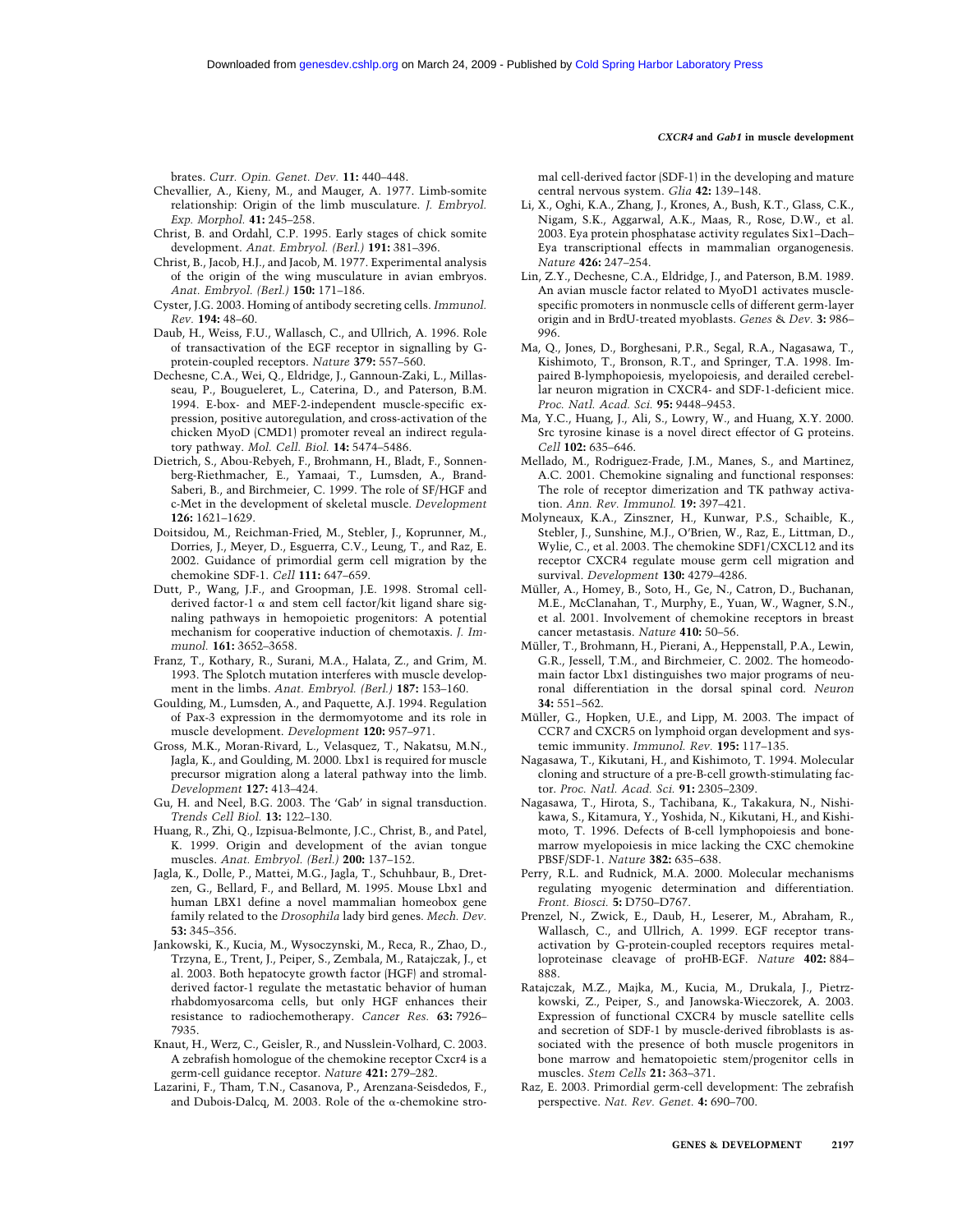brates. *Curr. Opin. Genet. Dev.* **11:** 440–448.

Chevallier, A., Kieny, M., and Mauger, A. 1977. Limb-somite relationship: Origin of the limb musculature. *J. Embryol. Exp. Morphol.* **41:** 245–258.

Christ, B. and Ordahl, C.P. 1995. Early stages of chick somite development. *Anat. Embryol. (Berl.)* **191:** 381–396.

Christ, B., Jacob, H.J., and Jacob, M. 1977. Experimental analysis of the origin of the wing musculature in avian embryos. *Anat. Embryol. (Berl.)* **150:** 171–186.

Cyster, J.G. 2003. Homing of antibody secreting cells. *Immunol. Rev.* **194:** 48–60.

Daub, H., Weiss, F.U., Wallasch, C., and Ullrich, A. 1996. Role of transactivation of the EGF receptor in signalling by G-protein-coupled receptors. *Nature* **379:** 557–560.

Dechesne, C.A., Wei, Q., Eldridge, J., Gannoun-Zaki, L., Millasseau, P., Bougueleret, L., Caterina, D., and Paterson, B.M. 1994. E-box- and MEF-2-independent muscle-specific expression, positive autoregulation, and cross-activation of the chicken MyoD (CMD1) promoter reveal an indirect regulatory pathway. *Mol. Cell. Biol.* **14:** 5474–5486.

Dietrich, S., Abou-Rebyeh, F., Brohmann, H., Bladt, F., Sonnenberg-Riethmacher, E., Yamaai, T., Lumsden, A., Brand-Saberi, B., and Birchmeier, C. 1999. The role of SF/HGF and c-Met in the development of skeletal muscle. *Development* **126:** 1621–1629.

Doitsidou, M., Reichman-Fried, M., Stebler, J., Koprunner, M., Dorries, J., Meyer, D., Esguerra, C.V., Leung, T., and Raz, E. 2002. Guidance of primordial germ cell migration by the chemokine SDF-1. *Cell* **111:** 647–659.

Dutt, P., Wang, J.F., and Groopman, J.E. 1998. Stromal cell-derived factor-1 α and stem cell factor/kit ligand share signaling pathways in hemopoietic progenitors: A potential mechanism for cooperative induction of chemotaxis. *J. Immunol.* **161:** 3652–3658.

Franz, T., Kothary, R., Surani, M.A., Halata, Z., and Grim, M. 1993. The Splotch mutation interferes with muscle development in the limbs. *Anat. Embryol. (Berl.)* **187:** 153–160.

Goulding, M., Lumsden, A., and Paquette, A.J. 1994. Regulation of Pax-3 expression in the dermomyotome and its role in muscle development. *Development* **120:** 957–971.

Gross, M.K., Moran-Rivard, L., Velasquez, T., Nakatsu, M.N., Jagla, K., and Goulding, M. 2000. Lbx1 is required for muscle precursor migration along a lateral pathway into the limb. *Development* **127:** 413–424.

Gu, H. and Neel, B.G. 2003. The 'Gab' in signal transduction. *Trends Cell Biol.* **13:** 122–130.

Huang, R., Zhi, Q., Izpisua-Belmonte, J.C., Christ, B., and Patel, K. 1999. Origin and development of the avian tongue muscles. *Anat. Embryol. (Berl.)* **200:** 137–152.

Jagla, K., Dolle, P., Mattei, M.G., Jagla, T., Schuhbaur, B., Dretzen, G., Bellard, F., and Bellard, M. 1995. Mouse Lbx1 and human LBX1 define a novel mammalian homeobox gene family related to the *Drosophila* lady bird genes. *Mech. Dev.* **53:** 345–356.

Jankowski, K., Kucia, M., Wysoczynski, M., Reca, R., Zhao, D., Trzyna, E., Trent, J., Peiper, S., Zembala, M., Ratajczak, J., et al. 2003. Both hepatocyte growth factor (HGF) and stromal-derived factor-1 regulate the metastatic behavior of human rhabdomyosarcoma cells, but only HGF enhances their resistance to radiochemotherapy. *Cancer Res.* **63:** 7926–7935.

Knaut, H., Werz, C., Geisler, R., and Nusslein-Volhard, C. 2003. A zebrafish homologue of the chemokine receptor Cxcr4 is a germ-cell guidance receptor. *Nature* **421:** 279–282.

Lazarini, F., Tham, T.N., Casanova, P., Arenzana-Seisdedos, F., and Dubois-Dalcq, M. 2003. Role of the α-chemokine stromal cell-derived factor (SDF-1) in the developing and mature central nervous system. *Glia* **42:** 139–148.

Li, X., Oghi, K.A., Zhang, J., Krones, A., Bush, K.T., Glass, C.K., Nigam, S.K., Aggarwal, A.K., Maas, R., Rose, D.W., et al. 2003. Eya protein phosphatase activity regulates Six1–Dach–Eya transcriptional effects in mammalian organogenesis. *Nature* **426:** 247–254.

Lin, Z.Y., Dechesne, C.A., Eldridge, J., and Paterson, B.M. 1989. An avian muscle factor related to MyoD1 activates muscle-specific promoters in nonmuscle cells of different germ-layer origin and in BrdU-treated myoblasts. *Genes & Dev.* **3:** 986–996.

Ma, Q., Jones, D., Borghesani, P.R., Segal, R.A., Nagasawa, T., Kishimoto, T., Bronson, R.T., and Springer, T.A. 1998. Impaired B-lymphopoiesis, myelopoiesis, and derailed cerebellar neuron migration in CXCR4- and SDF-1-deficient mice. *Proc. Natl. Acad. Sci.* **95:** 9448–9453.

Ma, Y.C., Huang, J., Ali, S., Lowry, W., and Huang, X.Y. 2000. Src tyrosine kinase is a novel direct effector of G proteins. *Cell* **102:** 635–646.

Mellado, M., Rodriguez-Frade, J.M., Manes, S., and Martinez, A.C. 2001. Chemokine signaling and functional responses: The role of receptor dimerization and TK pathway activation. *Ann. Rev. Immunol.* **19:** 397–421.

Molyneaux, K.A., Zinszner, H., Kunwar, P.S., Schaible, K., Stebler, J., Sunshine, M.J., O'Brien, W., Raz, E., Littman, D., Wylie, C., et al. 2003. The chemokine SDF1/CXCL12 and its receptor CXCR4 regulate mouse germ cell migration and survival. *Development* **130:** 4279–4286.

Müller, A., Homey, B., Soto, H., Ge, N., Catron, D., Buchanan, M.E., McClanahan, T., Murphy, E., Yuan, W., Wagner, S.N., et al. 2001. Involvement of chemokine receptors in breast cancer metastasis. *Nature* **410:** 50–56.

Müller, T., Brohmann, H., Pierani, A., Heppenstall, P.A., Lewin, G.R., Jessell, T.M., and Birchmeier, C. 2002. The homeodomain factor Lbx1 distinguishes two major programs of neuronal differentiation in the dorsal spinal cord. *Neuron* **34:** 551–562.

Müller, G., Hopken, U.E., and Lipp, M. 2003. The impact of CCR7 and CXCR5 on lymphoid organ development and systemic immunity. *Immunol. Rev.* **195:** 117–135.

Nagasawa, T., Kikutani, H., and Kishimoto, T. 1994. Molecular cloning and structure of a pre-B-cell growth-stimulating factor. *Proc. Natl. Acad. Sci.* **91:** 2305–2309.

Nagasawa, T., Hirota, S., Tachibana, K., Takakura, N., Nishikawa, S., Kitamura, Y., Yoshida, N., Kikutani, H., and Kishimoto, T. 1996. Defects of B-cell lymphopoiesis and bone-marrow myelopoiesis in mice lacking the CXC chemokine PBSF/SDF-1. *Nature* **382:** 635–638.

Perry, R.L. and Rudnick, M.A. 2000. Molecular mechanisms regulating myogenic determination and differentiation. *Front. Biosci.* **5:** D750–D767.

Prenzel, N., Zwick, E., Daub, H., Leserer, M., Abraham, R., Wallasch, C., and Ullrich, A. 1999. EGF receptor transactivation by G-protein-coupled receptors requires metalloproteinase cleavage of proHB-EGF. *Nature* **402:** 884–888.

Ratajczak, M.Z., Majka, M., Kucia, M., Drukala, J., Pietrzkowski, Z., Peiper, S., and Janowska-Wieczorek, A. 2003. Expression of functional CXCR4 by muscle satellite cells and secretion of SDF-1 by muscle-derived fibroblasts is associated with the presence of both muscle progenitors in bone marrow and hematopoietic stem/progenitor cells in muscles. *Stem Cells* **21:** 363–371.

Raz, E. 2003. Primordial germ-cell development: The zebrafish perspective. *Nat. Rev. Genet.* **4:** 690–700.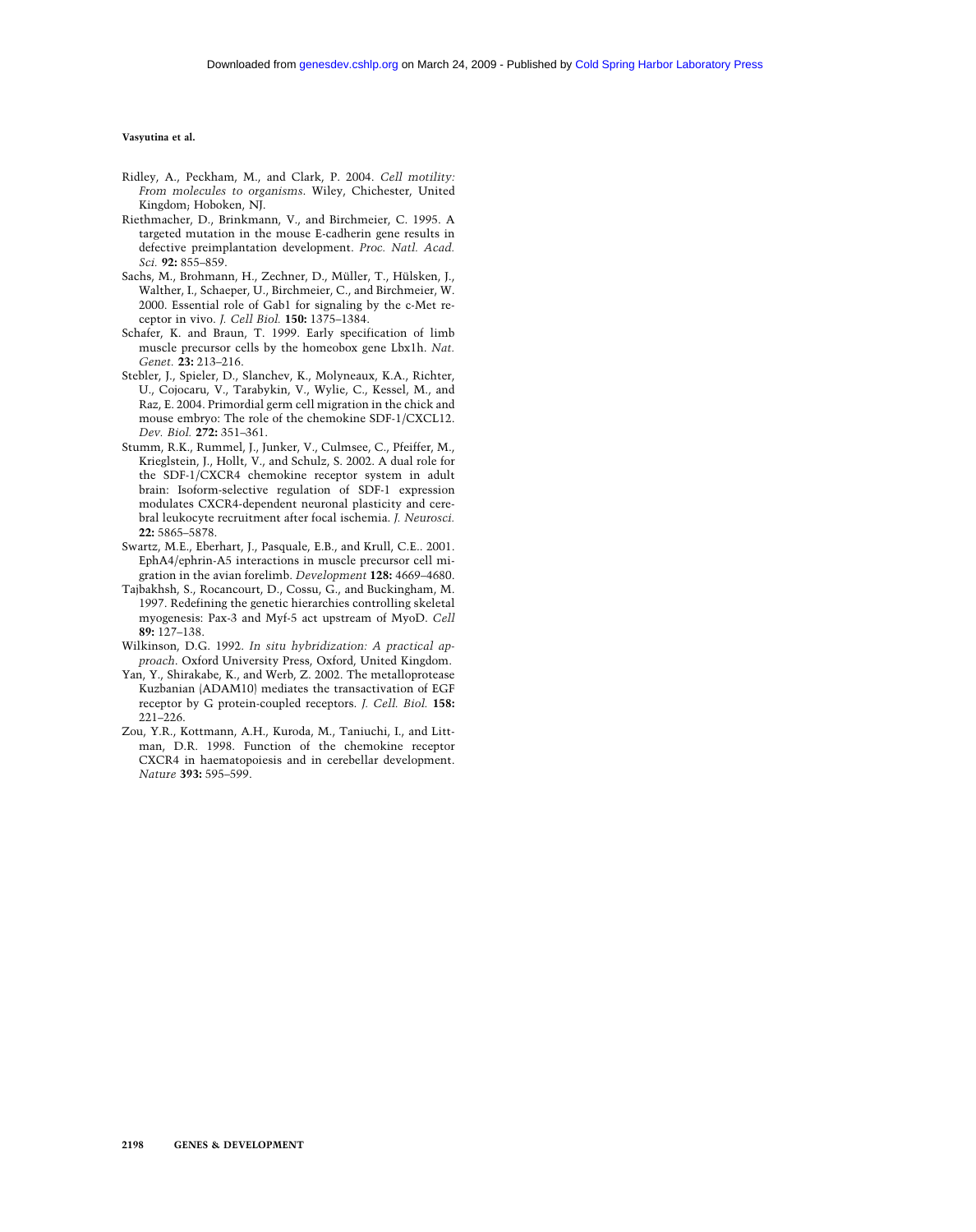Ridley, A., Peckham, M., and Clark, P. 2004. *Cell motility: From molecules to organisms.* Wiley, Chichester, United Kingdom; Hoboken, NJ.

Riethmacher, D., Brinkmann, V., and Birchmeier, C. 1995. A targeted mutation in the mouse E-cadherin gene results in defective preimplantation development. *Proc. Natl. Acad. Sci.* **92:** 855–859.

Sachs, M., Brohmann, H., Zechner, D., Müller, T., Hülsken, J., Walther, I., Schaeper, U., Birchmeier, C., and Birchmeier, W. 2000. Essential role of Gab1 for signaling by the c-Met receptor in vivo. *J. Cell Biol.* **150:** 1375–1384.

Schafer, K. and Braun, T. 1999. Early specification of limb muscle precursor cells by the homeobox gene Lbx1h. *Nat. Genet.* **23:** 213–216.

Stebler, J., Spieler, D., Slanchev, K., Molyneaux, K.A., Richter, U., Cojocaru, V., Tarabykin, V., Wylie, C., Kessel, M., and Raz, E. 2004. Primordial germ cell migration in the chick and mouse embryo: The role of the chemokine SDF-1/CXCL12. *Dev. Biol.* **272:** 351–361.

Stumm, R.K., Rummel, J., Junker, V., Culmsee, C., Pfeiffer, M., Krieglstein, J., Hollt, V., and Schulz, S. 2002. A dual role for the SDF-1/CXCR4 chemokine receptor system in adult brain: Isoform-selective regulation of SDF-1 expression modulates CXCR4-dependent neuronal plasticity and cerebral leukocyte recruitment after focal ischemia. *J. Neurosci.* **22:** 5865–5878.

Swartz, M.E., Eberhart, J., Pasquale, E.B., and Krull, C.E.. 2001. EphA4/ephrin-A5 interactions in muscle precursor cell migration in the avian forelimb. *Development* **128:** 4669–4680.

Tajbakhsh, S., Rocancourt, D., Cossu, G., and Buckingham, M. 1997. Redefining the genetic hierarchies controlling skeletal myogenesis: Pax-3 and Myf-5 act upstream of MyoD. *Cell* **89:** 127–138.

Wilkinson, D.G. 1992. *In situ hybridization: A practical approach.* Oxford University Press, Oxford, United Kingdom.

Yan, Y., Shirakabe, K., and Werb, Z. 2002. The metalloprotease Kuzbanian (ADAM10) mediates the transactivation of EGF receptor by G protein-coupled receptors. *J. Cell. Biol.* **158:** 221–226.

Zou, Y.R., Kottmann, A.H., Kuroda, M., Taniuchi, I., and Littman, D.R. 1998. Function of the chemokine receptor CXCR4 in haematopoiesis and in cerebellar development. *Nature* **393:** 595–599.